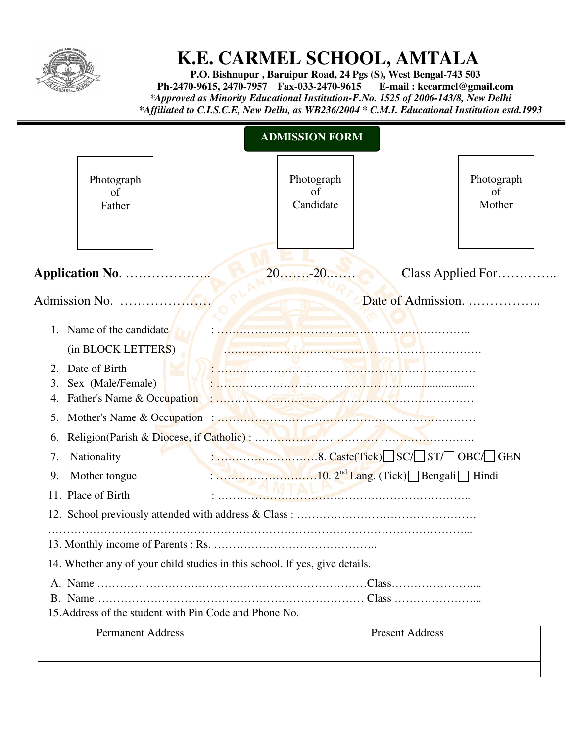# K.E. CARMEL SCHOOL, AMTALA

**P.O. Bishnupur , Baruipur Road, 24 Pgs (S), West Bengal-743 503**
**Ph-2470-9615, 2470-7957 Fax-033-2470-9615 E-mail : kecarmel@gmail.com**
***Approved as Minority Educational Institution-F.No. 1525 of 2006-143/8, New Delhi***
***Affiliated to C.I.S.C.E, New Delhi, as WB236/2004 * C.M.I. Educational Institution estd.1993**

## ADMISSION FORM

| Photograph of Father | Photograph of Candidate | Photograph of Mother |
|---|---|---|
| | | |

**Application No**. ……………….. 20…….-20.…… Class Applied For…………..

Admission No. ………………… Date of Admission. ……………..

1. Name of the candidate : ………………………………………………………..
   (in BLOCK LETTERS) ……………………………………………………………
2. Date of Birth : ……………………………………………………………
3. Sex (Male/Female) : ………………………………………….....................
4. Father's Name & Occupation : ……………………………………………………………
5. Mother's Name & Occupation : ……………………………………………………………
6. Religion(Parish & Diocese, if Catholic) : …………………………… …………………….
7. Nationality : ………………………8. Caste(Tick) ☐ SC/ ☐ ST/ ☐ OBC/ ☐ GEN
9. Mother tongue : ………………………10. 2nd Lang. (Tick) ☐ Bengali ☐ Hindi
11. Place of Birth : ………………………………………………………..
12. School previously attended with address & Class : …………………………………………
…………………………………………………………………………………………………...
13. Monthly income of Parents : Rs. ……………………………………..
14. Whether any of your child studies in this school. If yes, give details.

A. Name ……………………………………………………………Class…………………....
B. Name…………………………………………………………… Class …………………...

15.Address of the student with Pin Code and Phone No.

| Permanent Address | Present Address |
|---|---|
| | |
| | |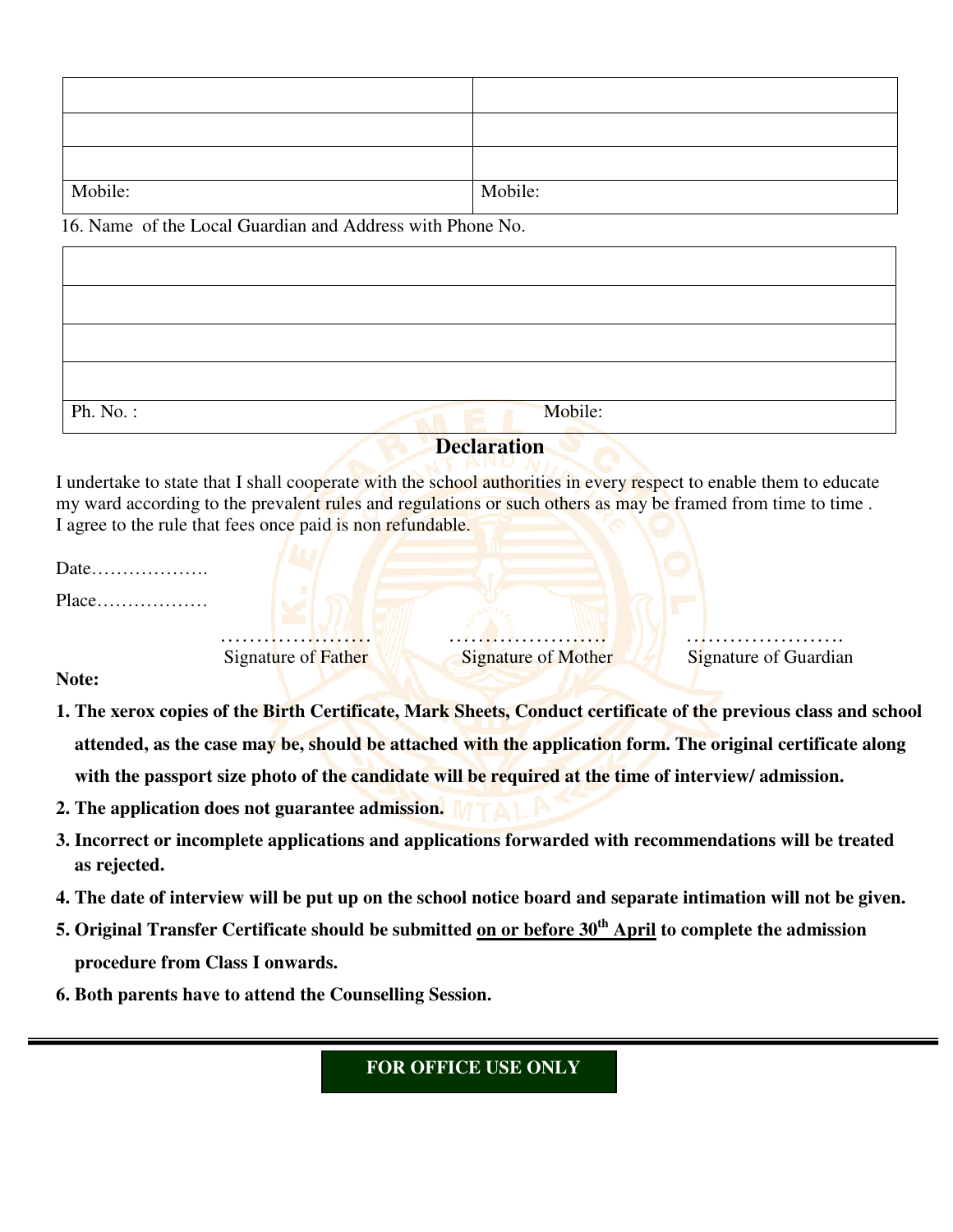| | |
|---|---|
| | |
| | |
| | |
| Mobile: | Mobile: |

16. Name of the Local Guardian and Address with Phone No.

| | |
|---|---|
| | |
| | |
| | |
| | |
| Ph. No. : | Mobile: |

## Declaration

I undertake to state that I shall cooperate with the school authorities in every respect to enable them to educate my ward according to the prevalent rules and regulations or such others as may be framed from time to time . I agree to the rule that fees once paid is non refundable.

Date……………….

Place………………

………………… Signature of Father

…………………. Signature of Mother

…………………. Signature of Guardian

**Note:**

1. **The xerox copies of the Birth Certificate, Mark Sheets, Conduct certificate of the previous class and school attended, as the case may be, should be attached with the application form. The original certificate along with the passport size photo of the candidate will be required at the time of interview/ admission.**
2. **The application does not guarantee admission.**
3. **Incorrect or incomplete applications and applications forwarded with recommendations will be treated as rejected.**
4. **The date of interview will be put up on the school notice board and separate intimation will not be given.**
5. **Original Transfer Certificate should be submitted <u>on or before 30th April</u> to complete the admission procedure from Class I onwards.**
6. **Both parents have to attend the Counselling Session.**

**FOR OFFICE USE ONLY**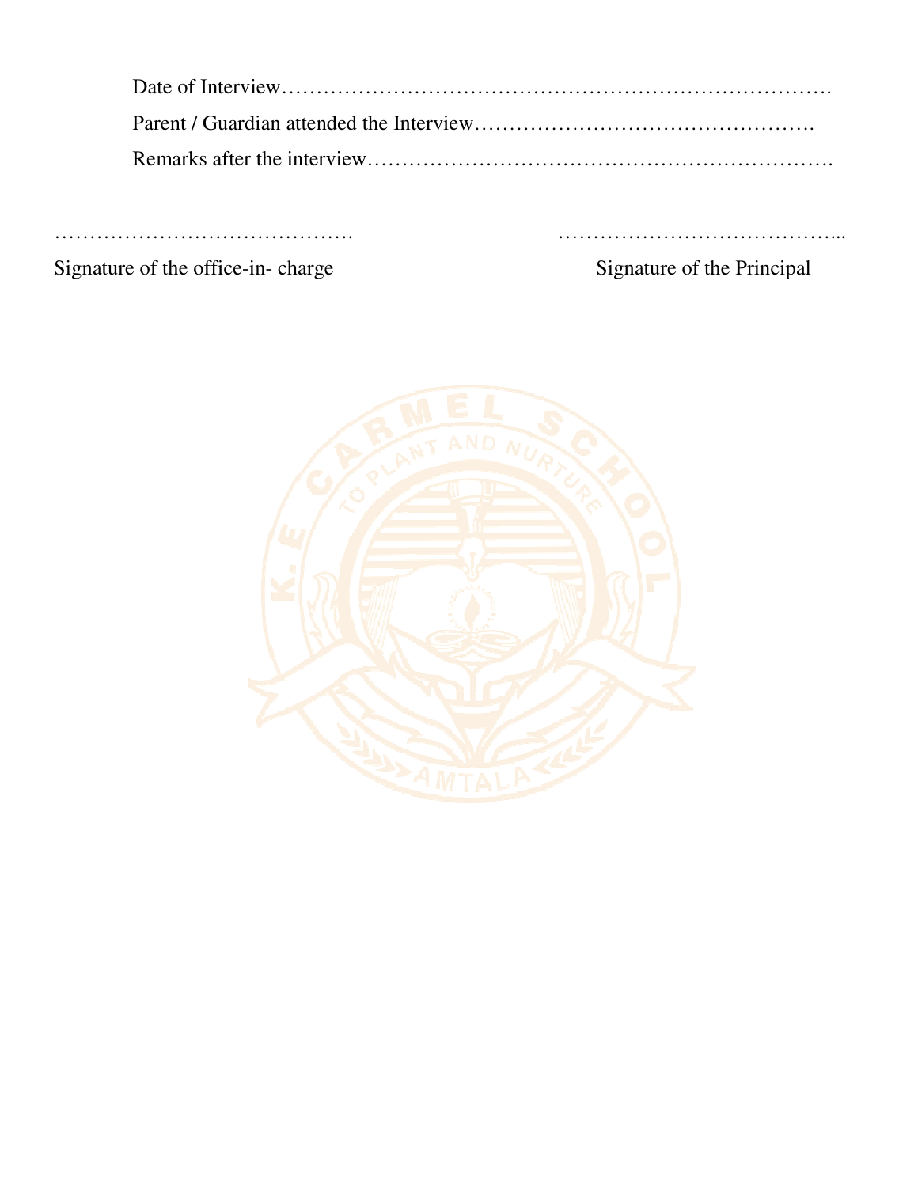Date of Interview……………………………………………………………………….

Parent / Guardian attended the Interview………………………………………….

Remarks after the interview………………………………………………………….

…………………………………….                                        …………………………………...

Signature of the office-in- charge                                        Signature of the Principal